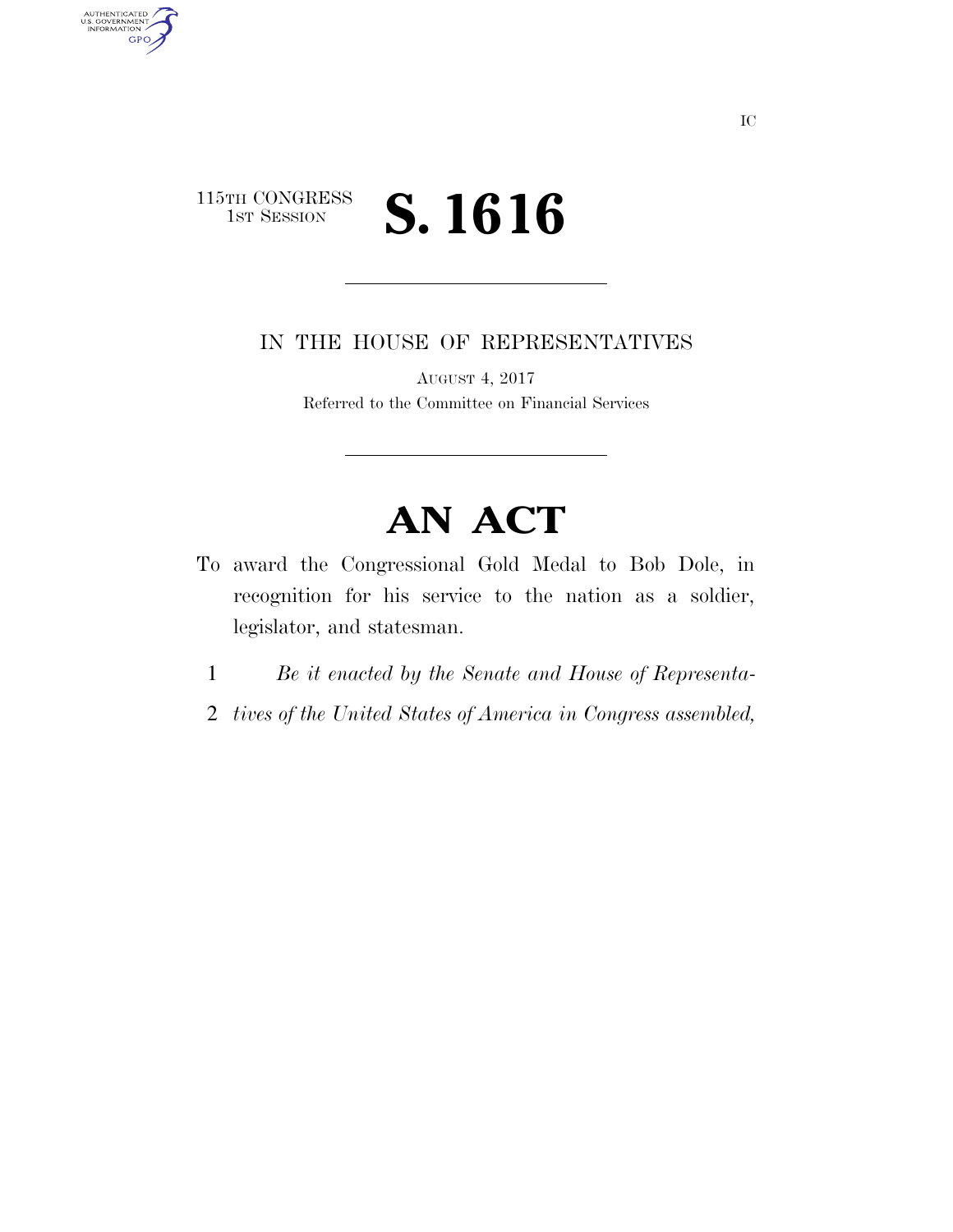IC

115TH CONGRESS
1ST SESSION

# S. 1616

IN THE HOUSE OF REPRESENTATIVES

AUGUST 4, 2017

Referred to the Committee on Financial Services

# AN ACT

To award the Congressional Gold Medal to Bob Dole, in recognition for his service to the nation as a soldier, legislator, and statesman.

1 *Be it enacted by the Senate and House of Representa-*
2 *tives of the United States of America in Congress assembled,*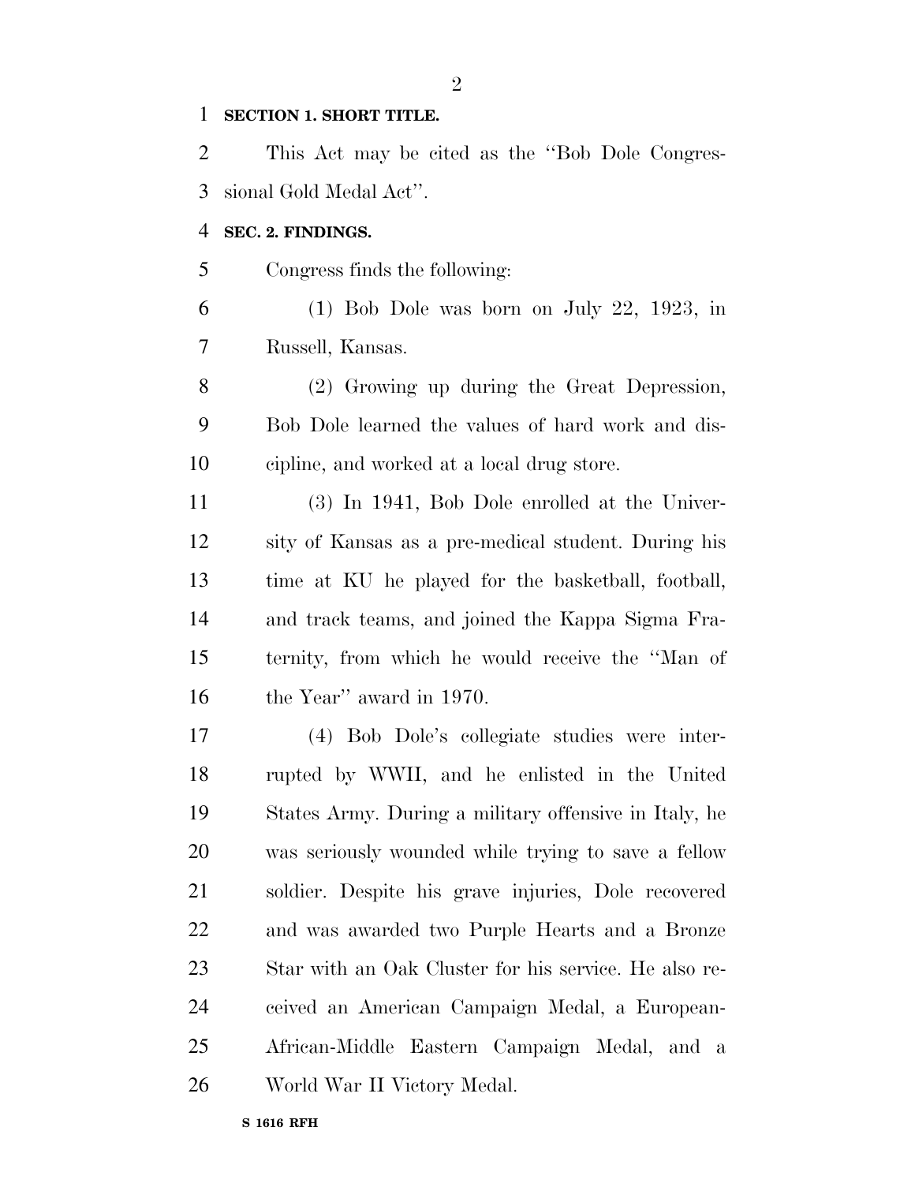**SECTION 1. SHORT TITLE.**

This Act may be cited as the ''Bob Dole Congressional Gold Medal Act''.

**SEC. 2. FINDINGS.**

Congress finds the following:

(1) Bob Dole was born on July 22, 1923, in Russell, Kansas.

(2) Growing up during the Great Depression, Bob Dole learned the values of hard work and discipline, and worked at a local drug store.

(3) In 1941, Bob Dole enrolled at the University of Kansas as a pre-medical student. During his time at KU he played for the basketball, football, and track teams, and joined the Kappa Sigma Fraternity, from which he would receive the ''Man of the Year'' award in 1970.

(4) Bob Dole's collegiate studies were interrupted by WWII, and he enlisted in the United States Army. During a military offensive in Italy, he was seriously wounded while trying to save a fellow soldier. Despite his grave injuries, Dole recovered and was awarded two Purple Hearts and a Bronze Star with an Oak Cluster for his service. He also received an American Campaign Medal, a European-African-Middle Eastern Campaign Medal, and a World War II Victory Medal.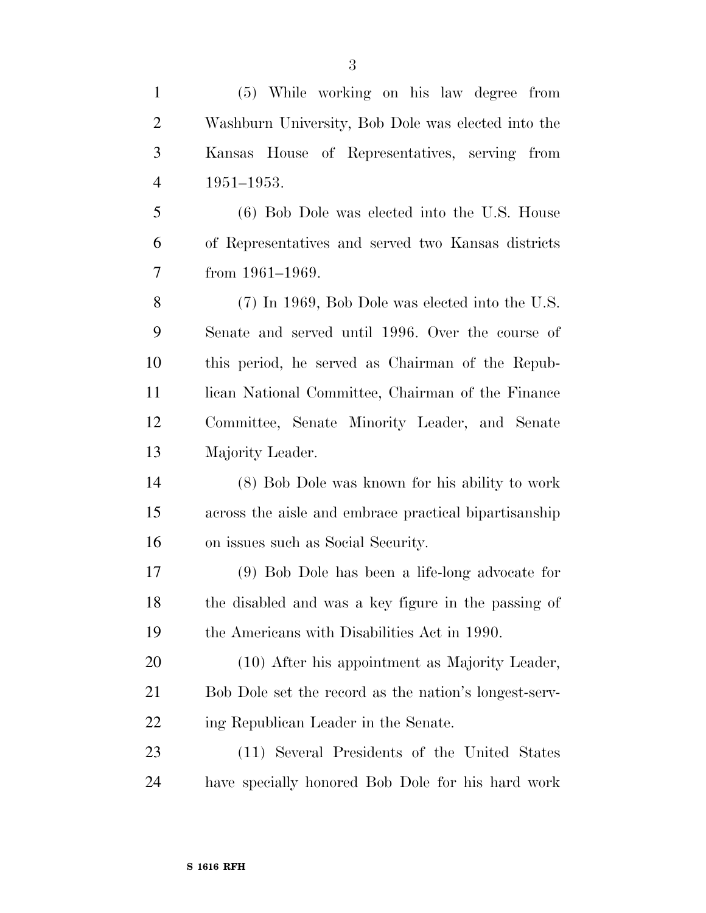(5) While working on his law degree from Washburn University, Bob Dole was elected into the Kansas House of Representatives, serving from 1951–1953.

(6) Bob Dole was elected into the U.S. House of Representatives and served two Kansas districts from 1961–1969.

(7) In 1969, Bob Dole was elected into the U.S. Senate and served until 1996. Over the course of this period, he served as Chairman of the Republican National Committee, Chairman of the Finance Committee, Senate Minority Leader, and Senate Majority Leader.

(8) Bob Dole was known for his ability to work across the aisle and embrace practical bipartisanship on issues such as Social Security.

(9) Bob Dole has been a life-long advocate for the disabled and was a key figure in the passing of the Americans with Disabilities Act in 1990.

(10) After his appointment as Majority Leader, Bob Dole set the record as the nation's longest-serving Republican Leader in the Senate.

(11) Several Presidents of the United States have specially honored Bob Dole for his hard work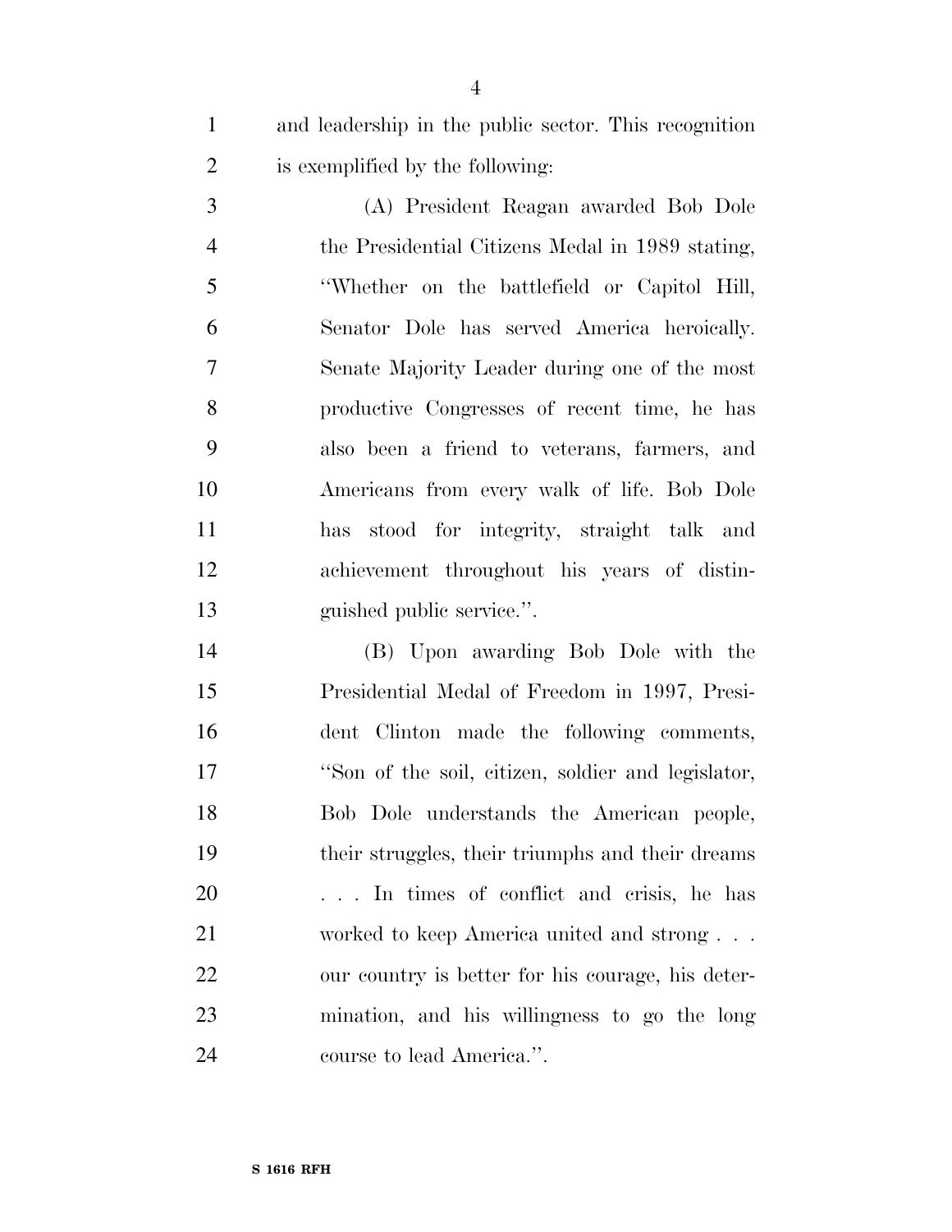and leadership in the public sector. This recognition is exemplified by the following:

(A) President Reagan awarded Bob Dole the Presidential Citizens Medal in 1989 stating, "Whether on the battlefield or Capitol Hill, Senator Dole has served America heroically. Senate Majority Leader during one of the most productive Congresses of recent time, he has also been a friend to veterans, farmers, and Americans from every walk of life. Bob Dole has stood for integrity, straight talk and achievement throughout his years of distinguished public service.".

(B) Upon awarding Bob Dole with the Presidential Medal of Freedom in 1997, President Clinton made the following comments, "Son of the soil, citizen, soldier and legislator, Bob Dole understands the American people, their struggles, their triumphs and their dreams . . . In times of conflict and crisis, he has worked to keep America united and strong . . . our country is better for his courage, his determination, and his willingness to go the long course to lead America.".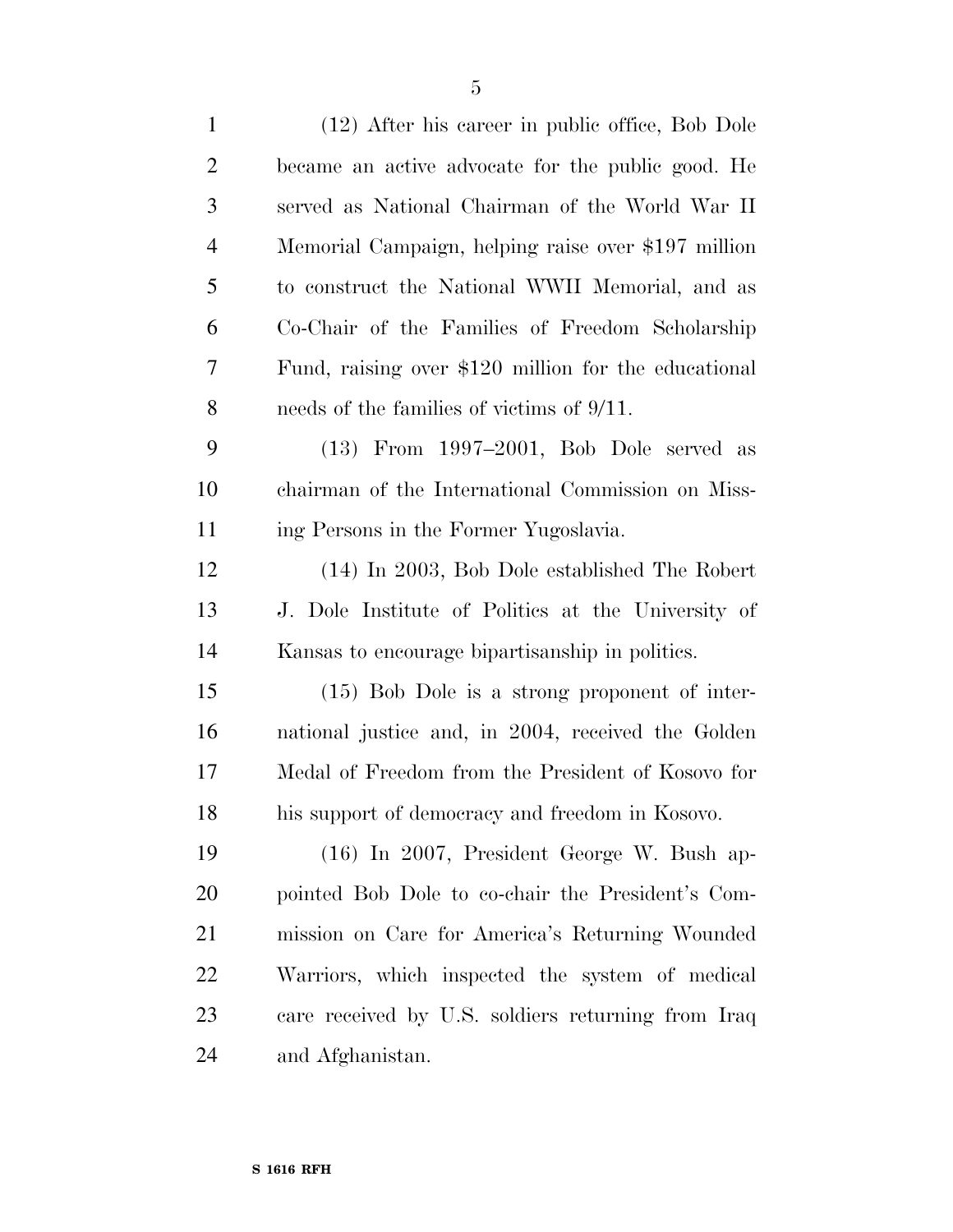(12) After his career in public office, Bob Dole became an active advocate for the public good. He served as National Chairman of the World War II Memorial Campaign, helping raise over $197 million to construct the National WWII Memorial, and as Co-Chair of the Families of Freedom Scholarship Fund, raising over $120 million for the educational needs of the families of victims of 9/11.

(13) From 1997–2001, Bob Dole served as chairman of the International Commission on Missing Persons in the Former Yugoslavia.

(14) In 2003, Bob Dole established The Robert J. Dole Institute of Politics at the University of Kansas to encourage bipartisanship in politics.

(15) Bob Dole is a strong proponent of international justice and, in 2004, received the Golden Medal of Freedom from the President of Kosovo for his support of democracy and freedom in Kosovo.

(16) In 2007, President George W. Bush appointed Bob Dole to co-chair the President's Commission on Care for America's Returning Wounded Warriors, which inspected the system of medical care received by U.S. soldiers returning from Iraq and Afghanistan.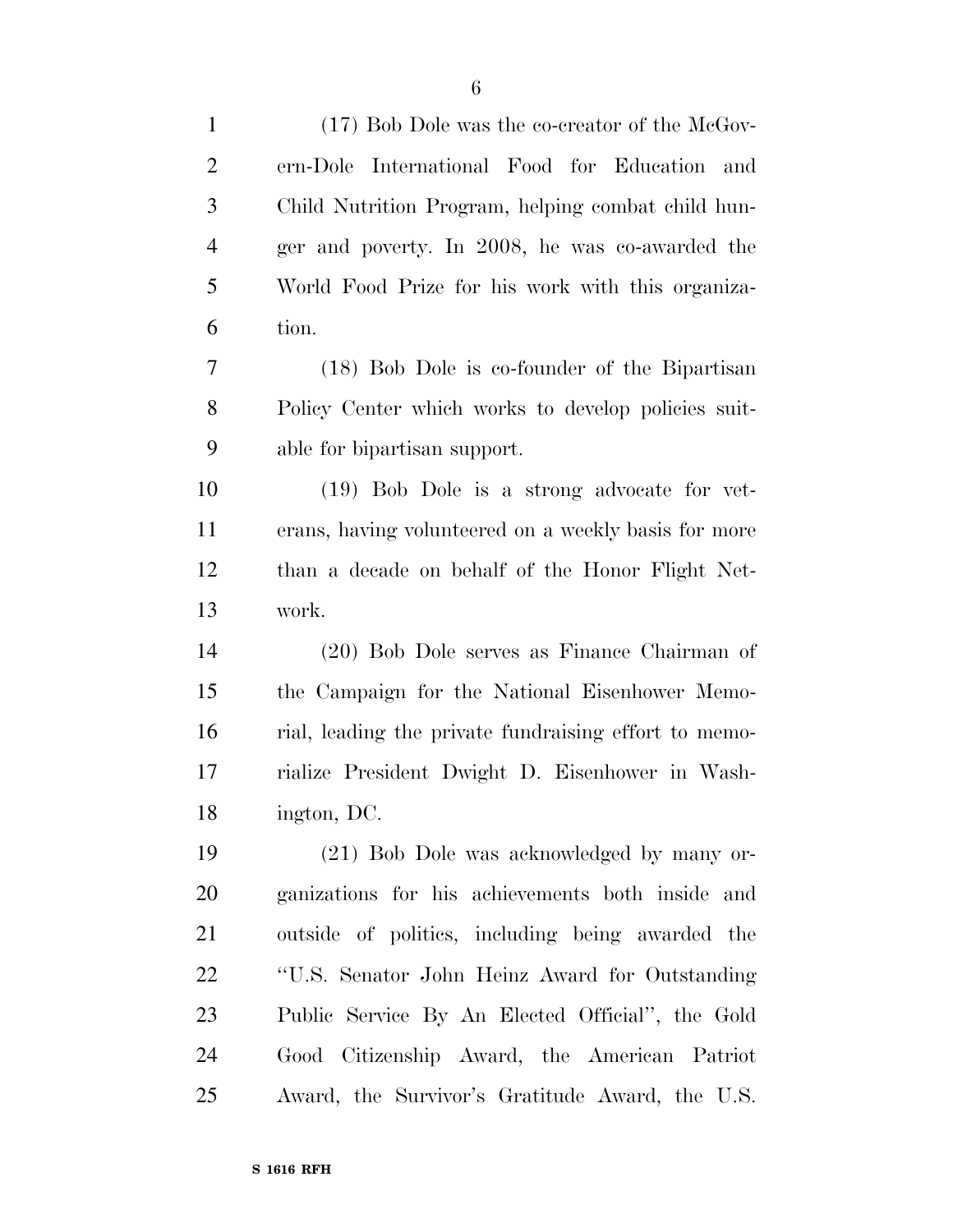(17) Bob Dole was the co-creator of the McGovern-Dole International Food for Education and Child Nutrition Program, helping combat child hunger and poverty. In 2008, he was co-awarded the World Food Prize for his work with this organization.

(18) Bob Dole is co-founder of the Bipartisan Policy Center which works to develop policies suitable for bipartisan support.

(19) Bob Dole is a strong advocate for veterans, having volunteered on a weekly basis for more than a decade on behalf of the Honor Flight Network.

(20) Bob Dole serves as Finance Chairman of the Campaign for the National Eisenhower Memorial, leading the private fundraising effort to memorialize President Dwight D. Eisenhower in Washington, DC.

(21) Bob Dole was acknowledged by many organizations for his achievements both inside and outside of politics, including being awarded the "U.S. Senator John Heinz Award for Outstanding Public Service By An Elected Official", the Gold Good Citizenship Award, the American Patriot Award, the Survivor's Gratitude Award, the U.S.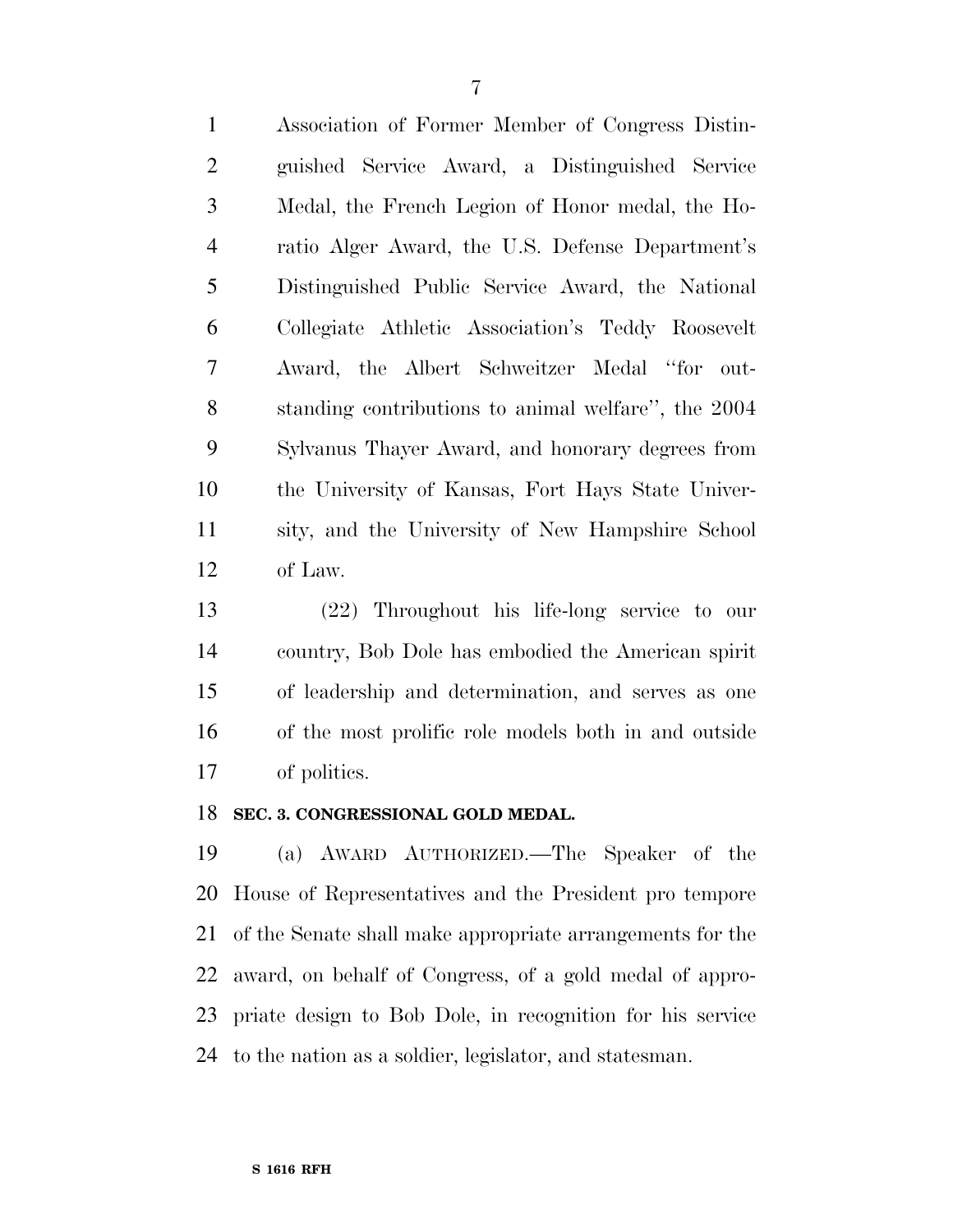Association of Former Member of Congress Distinguished Service Award, a Distinguished Service Medal, the French Legion of Honor medal, the Horatio Alger Award, the U.S. Defense Department's Distinguished Public Service Award, the National Collegiate Athletic Association's Teddy Roosevelt Award, the Albert Schweitzer Medal "for outstanding contributions to animal welfare", the 2004 Sylvanus Thayer Award, and honorary degrees from the University of Kansas, Fort Hays State University, and the University of New Hampshire School of Law.

(22) Throughout his life-long service to our country, Bob Dole has embodied the American spirit of leadership and determination, and serves as one of the most prolific role models both in and outside of politics.

**SEC. 3. CONGRESSIONAL GOLD MEDAL.**

(a) AWARD AUTHORIZED.—The Speaker of the House of Representatives and the President pro tempore of the Senate shall make appropriate arrangements for the award, on behalf of Congress, of a gold medal of appropriate design to Bob Dole, in recognition for his service to the nation as a soldier, legislator, and statesman.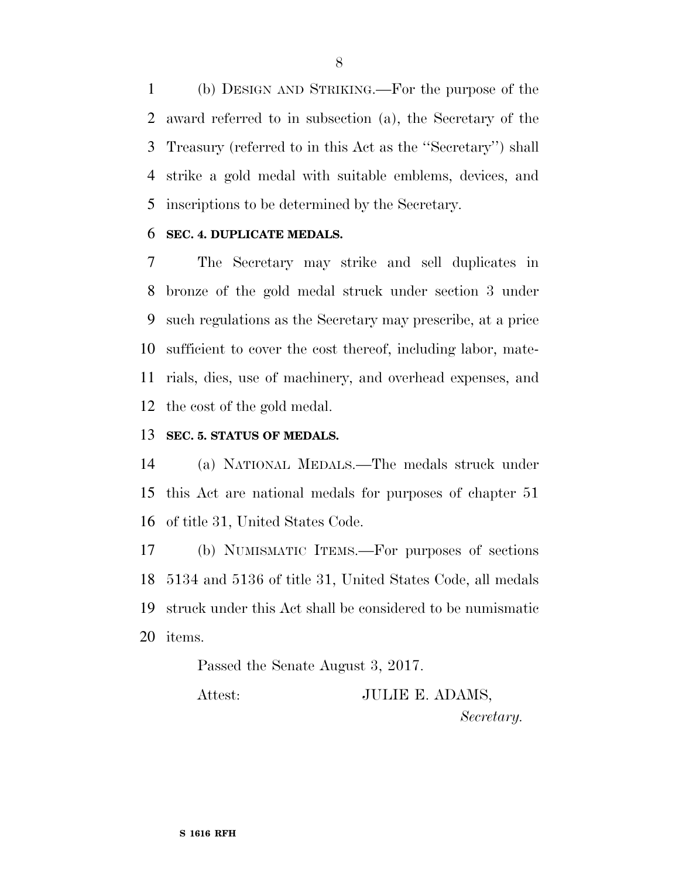(b) DESIGN AND STRIKING.—For the purpose of the award referred to in subsection (a), the Secretary of the Treasury (referred to in this Act as the ''Secretary'') shall strike a gold medal with suitable emblems, devices, and inscriptions to be determined by the Secretary.

**SEC. 4. DUPLICATE MEDALS.**

The Secretary may strike and sell duplicates in bronze of the gold medal struck under section 3 under such regulations as the Secretary may prescribe, at a price sufficient to cover the cost thereof, including labor, materials, dies, use of machinery, and overhead expenses, and the cost of the gold medal.

**SEC. 5. STATUS OF MEDALS.**

(a) NATIONAL MEDALS.—The medals struck under this Act are national medals for purposes of chapter 51 of title 31, United States Code.

(b) NUMISMATIC ITEMS.—For purposes of sections 5134 and 5136 of title 31, United States Code, all medals struck under this Act shall be considered to be numismatic items.

Passed the Senate August 3, 2017.

Attest: JULIE E. ADAMS,

*Secretary.*